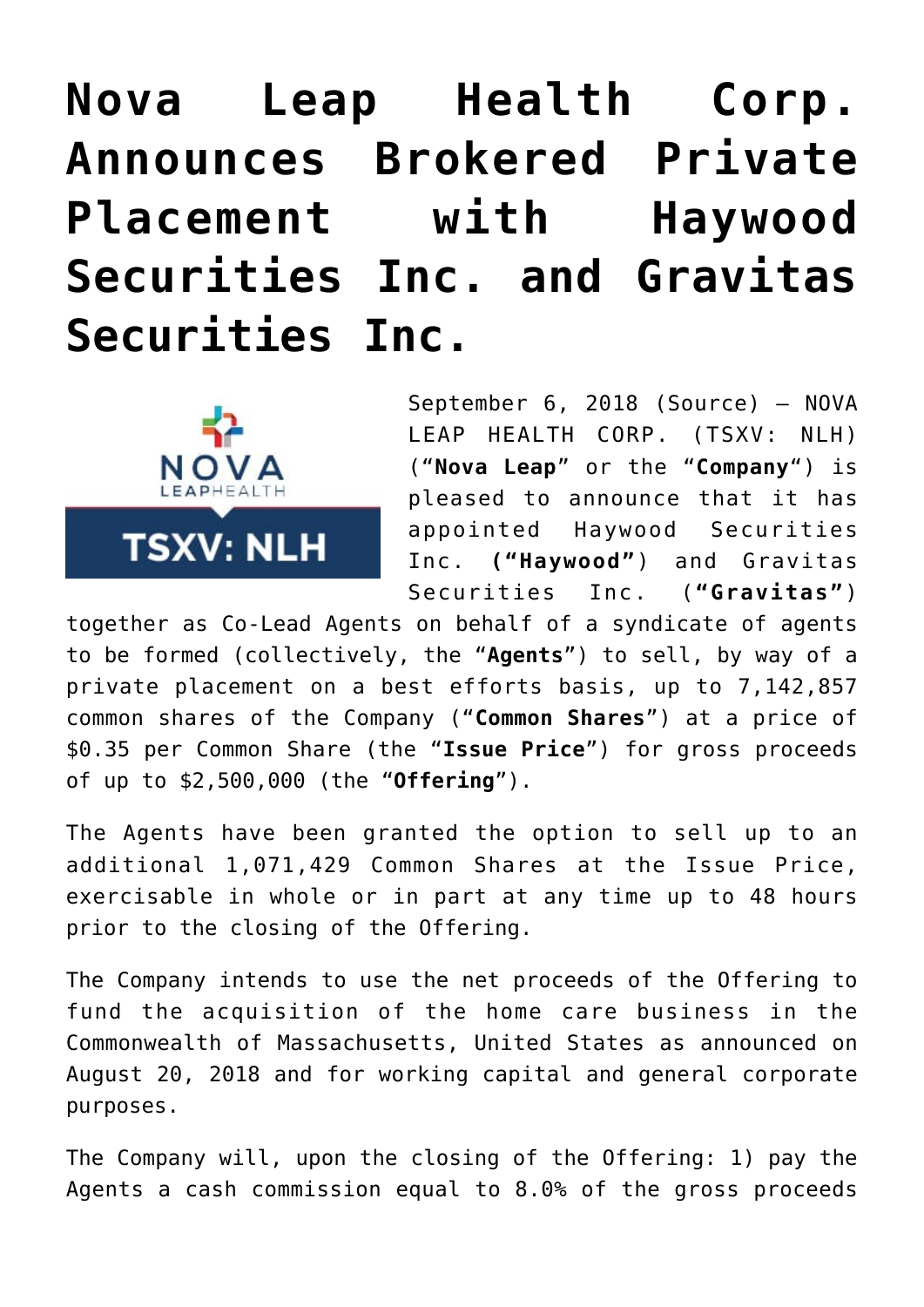# Nova Leap Health Corp. Announces Brokered Private Placement with Haywood Securities Inc. and Gravitas Securities Inc.

September 6, 2018 (Source) — NOVA LEAP HEALTH CORP. (TSXV: NLH) ("**Nova Leap**" or the "**Company**") is pleased to announce that it has appointed Haywood Securities Inc. **("Haywood")** and Gravitas Securities Inc. (**"Gravitas"**) together as Co-Lead Agents on behalf of a syndicate of agents to be formed (collectively, the "**Agents**") to sell, by way of a private placement on a best efforts basis, up to 7,142,857 common shares of the Company ("**Common Shares**") at a price of $0.35 per Common Share (the "**Issue Price**") for gross proceeds of up to $2,500,000 (the "**Offering**").

The Agents have been granted the option to sell up to an additional 1,071,429 Common Shares at the Issue Price, exercisable in whole or in part at any time up to 48 hours prior to the closing of the Offering.

The Company intends to use the net proceeds of the Offering to fund the acquisition of the home care business in the Commonwealth of Massachusetts, United States as announced on August 20, 2018 and for working capital and general corporate purposes.

The Company will, upon the closing of the Offering: 1) pay the Agents a cash commission equal to 8.0% of the gross proceeds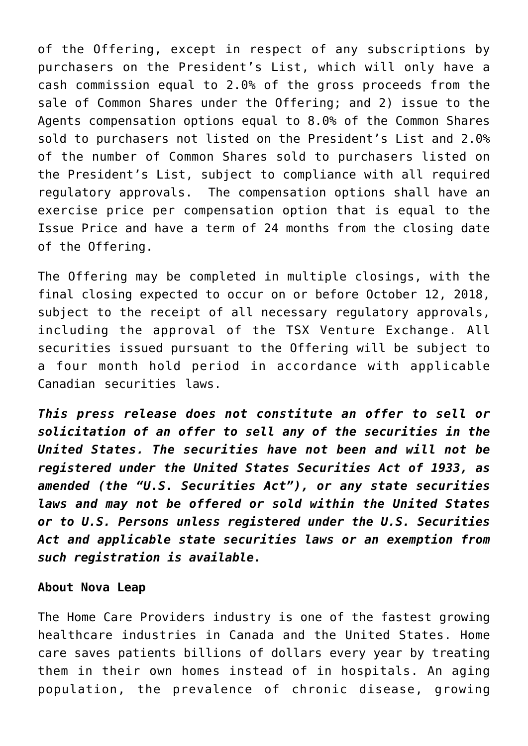of the Offering, except in respect of any subscriptions by purchasers on the President's List, which will only have a cash commission equal to 2.0% of the gross proceeds from the sale of Common Shares under the Offering; and 2) issue to the Agents compensation options equal to 8.0% of the Common Shares sold to purchasers not listed on the President's List and 2.0% of the number of Common Shares sold to purchasers listed on the President's List, subject to compliance with all required regulatory approvals. The compensation options shall have an exercise price per compensation option that is equal to the Issue Price and have a term of 24 months from the closing date of the Offering.

The Offering may be completed in multiple closings, with the final closing expected to occur on or before October 12, 2018, subject to the receipt of all necessary regulatory approvals, including the approval of the TSX Venture Exchange. All securities issued pursuant to the Offering will be subject to a four month hold period in accordance with applicable Canadian securities laws.

***This press release does not constitute an offer to sell or solicitation of an offer to sell any of the securities in the United States. The securities have not been and will not be registered under the United States Securities Act of 1933, as amended (the "U.S. Securities Act"), or any state securities laws and may not be offered or sold within the United States or to U.S. Persons unless registered under the U.S. Securities Act and applicable state securities laws or an exemption from such registration is available.***

**About Nova Leap**

The Home Care Providers industry is one of the fastest growing healthcare industries in Canada and the United States. Home care saves patients billions of dollars every year by treating them in their own homes instead of in hospitals. An aging population, the prevalence of chronic disease, growing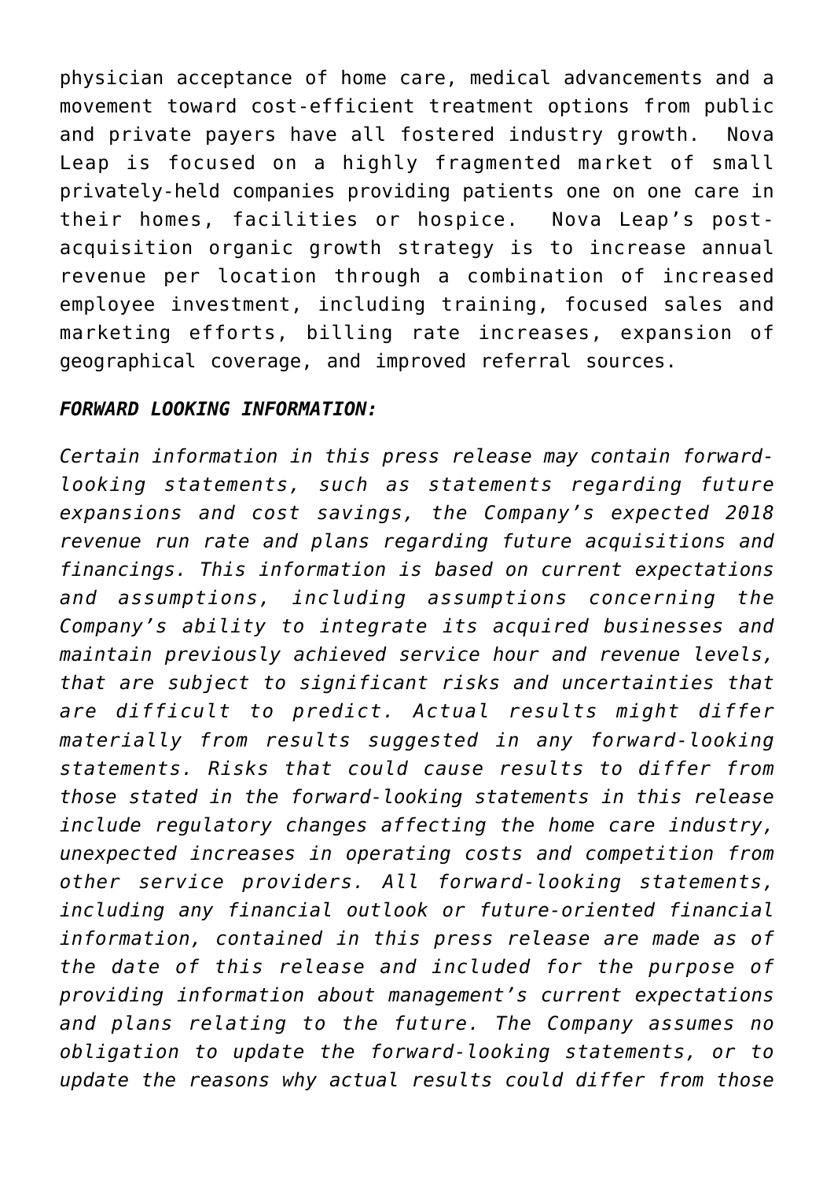physician acceptance of home care, medical advancements and a movement toward cost-efficient treatment options from public and private payers have all fostered industry growth. Nova Leap is focused on a highly fragmented market of small privately-held companies providing patients one on one care in their homes, facilities or hospice. Nova Leap's post-acquisition organic growth strategy is to increase annual revenue per location through a combination of increased employee investment, including training, focused sales and marketing efforts, billing rate increases, expansion of geographical coverage, and improved referral sources.

***FORWARD LOOKING INFORMATION:***

*Certain information in this press release may contain forward-looking statements, such as statements regarding future expansions and cost savings, the Company's expected 2018 revenue run rate and plans regarding future acquisitions and financings. This information is based on current expectations and assumptions, including assumptions concerning the Company's ability to integrate its acquired businesses and maintain previously achieved service hour and revenue levels, that are subject to significant risks and uncertainties that are difficult to predict. Actual results might differ materially from results suggested in any forward-looking statements. Risks that could cause results to differ from those stated in the forward-looking statements in this release include regulatory changes affecting the home care industry, unexpected increases in operating costs and competition from other service providers. All forward-looking statements, including any financial outlook or future-oriented financial information, contained in this press release are made as of the date of this release and included for the purpose of providing information about management's current expectations and plans relating to the future. The Company assumes no obligation to update the forward-looking statements, or to update the reasons why actual results could differ from those*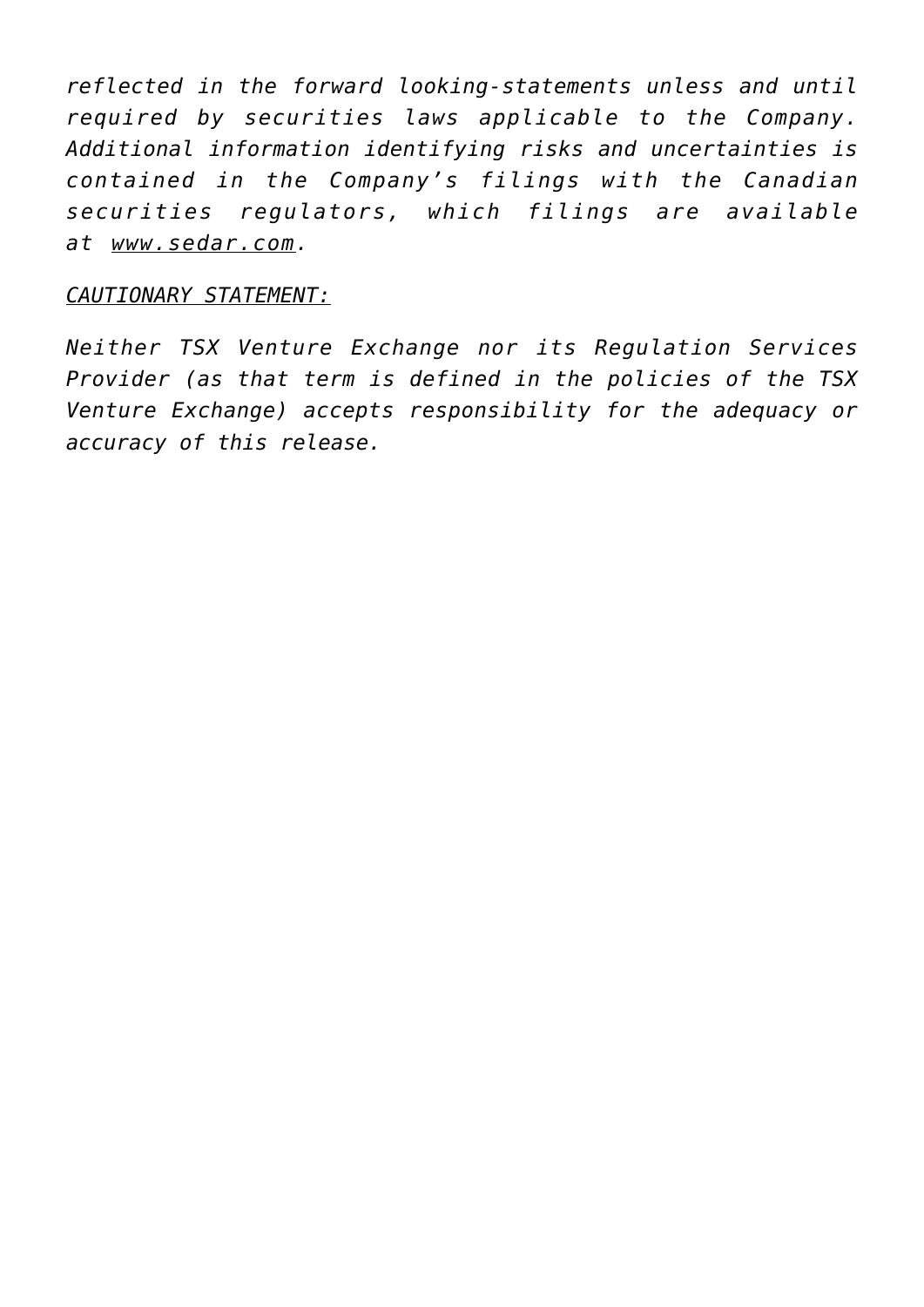*reflected in the forward looking-statements unless and until required by securities laws applicable to the Company. Additional information identifying risks and uncertainties is contained in the Company's filings with the Canadian securities regulators, which filings are available at www.sedar.com.*

*CAUTIONARY STATEMENT:*

*Neither TSX Venture Exchange nor its Regulation Services Provider (as that term is defined in the policies of the TSX Venture Exchange) accepts responsibility for the adequacy or accuracy of this release.*